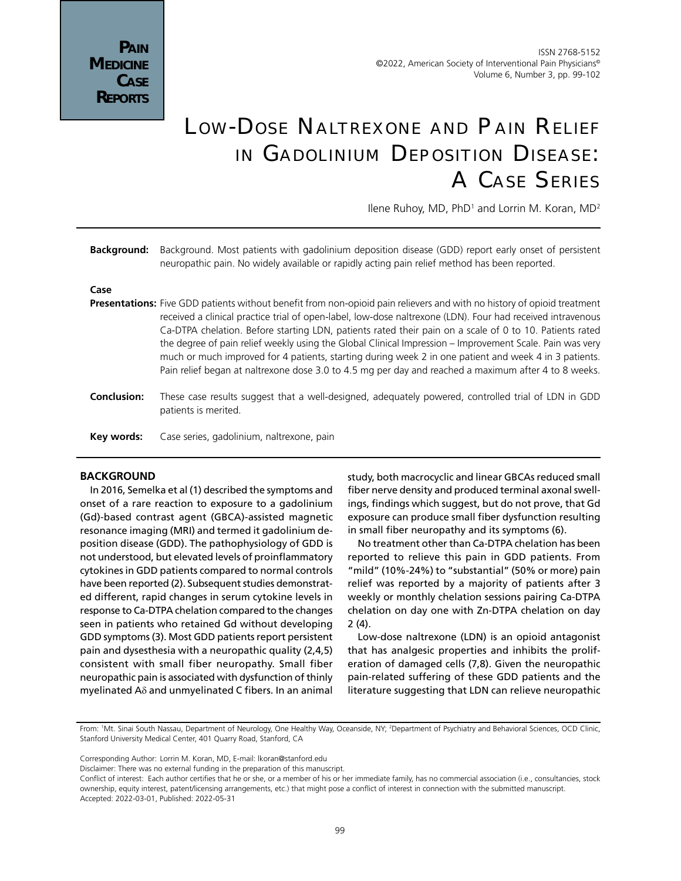# Low-Dose Naltrexone and Pain Relief in Gadolinium Deposition Disease: A Case Series

Ilene Ruhoy, MD, PhD[1] and Lorrin M. Koran, MD[2]

**Background:** Background. Most patients with gadolinium deposition disease (GDD) report early onset of persistent neuropathic pain. No widely available or rapidly acting pain relief method has been reported.

**Case Presentations:** Five GDD patients without benefit from non-opioid pain relievers and with no history of opioid treatment received a clinical practice trial of open-label, low-dose naltrexone (LDN). Four had received intravenous Ca-DTPA chelation. Before starting LDN, patients rated their pain on a scale of 0 to 10. Patients rated the degree of pain relief weekly using the Global Clinical Impression – Improvement Scale. Pain was very much or much improved for 4 patients, starting during week 2 in one patient and week 4 in 3 patients. Pain relief began at naltrexone dose 3.0 to 4.5 mg per day and reached a maximum after 4 to 8 weeks.

**Conclusion:** These case results suggest that a well-designed, adequately powered, controlled trial of LDN in GDD patients is merited.

**Key words:** Case series, gadolinium, naltrexone, pain

## BACKGROUND

In 2016, Semelka et al (1) described the symptoms and onset of a rare reaction to exposure to a gadolinium (Gd)-based contrast agent (GBCA)-assisted magnetic resonance imaging (MRI) and termed it gadolinium deposition disease (GDD). The pathophysiology of GDD is not understood, but elevated levels of proinflammatory cytokines in GDD patients compared to normal controls have been reported (2). Subsequent studies demonstrated different, rapid changes in serum cytokine levels in response to Ca-DTPA chelation compared to the changes seen in patients who retained Gd without developing GDD symptoms (3). Most GDD patients report persistent pain and dysesthesia with a neuropathic quality (2,4,5) consistent with small fiber neuropathy. Small fiber neuropathic pain is associated with dysfunction of thinly myelinated A$\delta$ and unmyelinated C fibers. In an animal study, both macrocyclic and linear GBCAs reduced small fiber nerve density and produced terminal axonal swellings, findings which suggest, but do not prove, that Gd exposure can produce small fiber dysfunction resulting in small fiber neuropathy and its symptoms (6).

No treatment other than Ca-DTPA chelation has been reported to relieve this pain in GDD patients. From "mild" (10%-24%) to "substantial" (50% or more) pain relief was reported by a majority of patients after 3 weekly or monthly chelation sessions pairing Ca-DTPA chelation on day one with Zn-DTPA chelation on day 2 (4).

Low-dose naltrexone (LDN) is an opioid antagonist that has analgesic properties and inhibits the proliferation of damaged cells (7,8). Given the neuropathic pain-related suffering of these GDD patients and the literature suggesting that LDN can relieve neuropathic

From: [1]Mt. Sinai South Nassau, Department of Neurology, One Healthy Way, Oceanside, NY; [2]Department of Psychiatry and Behavioral Sciences, OCD Clinic, Stanford University Medical Center, 401 Quarry Road, Stanford, CA

Corresponding Author: Lorrin M. Koran, MD, E-mail: lkoran@stanford.edu

Disclaimer: There was no external funding in the preparation of this manuscript.

Conflict of interest: Each author certifies that he or she, or a member of his or her immediate family, has no commercial association (i.e., consultancies, stock ownership, equity interest, patent/licensing arrangements, etc.) that might pose a conflict of interest in connection with the submitted manuscript.

Accepted: 2022-03-01, Published: 2022-05-31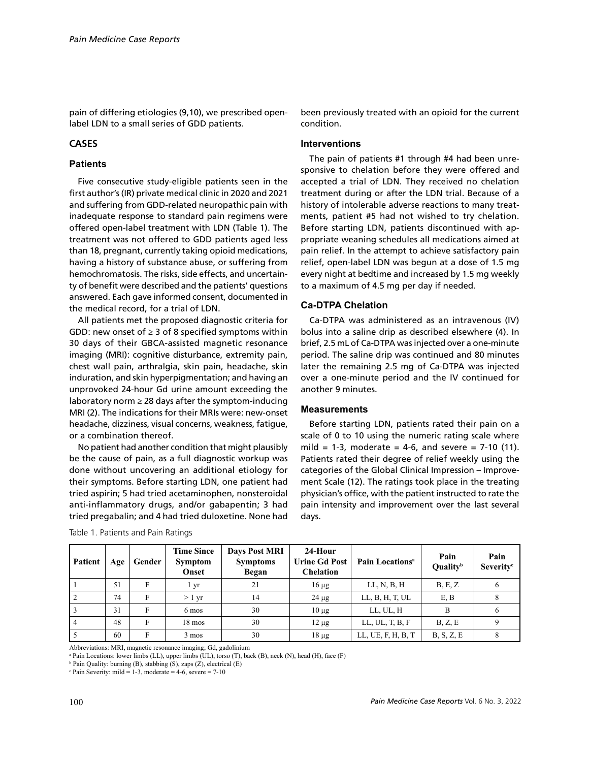pain of differing etiologies (9,10), we prescribed open-label LDN to a small series of GDD patients.

## CASES

### Patients

Five consecutive study-eligible patients seen in the first author's (IR) private medical clinic in 2020 and 2021 and suffering from GDD-related neuropathic pain with inadequate response to standard pain regimens were offered open-label treatment with LDN (Table 1). The treatment was not offered to GDD patients aged less than 18, pregnant, currently taking opioid medications, having a history of substance abuse, or suffering from hemochromatosis. The risks, side effects, and uncertainty of benefit were described and the patients' questions answered. Each gave informed consent, documented in the medical record, for a trial of LDN.

All patients met the proposed diagnostic criteria for GDD: new onset of ≥ 3 of 8 specified symptoms within 30 days of their GBCA-assisted magnetic resonance imaging (MRI): cognitive disturbance, extremity pain, chest wall pain, arthralgia, skin pain, headache, skin induration, and skin hyperpigmentation; and having an unprovoked 24-hour Gd urine amount exceeding the laboratory norm ≥ 28 days after the symptom-inducing MRI (2). The indications for their MRIs were: new-onset headache, dizziness, visual concerns, weakness, fatigue, or a combination thereof.

No patient had another condition that might plausibly be the cause of pain, as a full diagnostic workup was done without uncovering an additional etiology for their symptoms. Before starting LDN, one patient had tried aspirin; 5 had tried acetaminophen, nonsteroidal anti-inflammatory drugs, and/or gabapentin; 3 had tried pregabalin; and 4 had tried duloxetine. None had been previously treated with an opioid for the current condition.

### Interventions

The pain of patients #1 through #4 had been unresponsive to chelation before they were offered and accepted a trial of LDN. They received no chelation treatment during or after the LDN trial. Because of a history of intolerable adverse reactions to many treatments, patient #5 had not wished to try chelation. Before starting LDN, patients discontinued with appropriate weaning schedules all medications aimed at pain relief. In the attempt to achieve satisfactory pain relief, open-label LDN was begun at a dose of 1.5 mg every night at bedtime and increased by 1.5 mg weekly to a maximum of 4.5 mg per day if needed.

### Ca-DTPA Chelation

Ca-DTPA was administered as an intravenous (IV) bolus into a saline drip as described elsewhere (4). In brief, 2.5 mL of Ca-DTPA was injected over a one-minute period. The saline drip was continued and 80 minutes later the remaining 2.5 mg of Ca-DTPA was injected over a one-minute period and the IV continued for another 9 minutes.

### Measurements

Before starting LDN, patients rated their pain on a scale of 0 to 10 using the numeric rating scale where mild = 1-3, moderate = 4-6, and severe = 7-10 (11). Patients rated their degree of relief weekly using the categories of the Global Clinical Impression – Improvement Scale (12). The ratings took place in the treating physician's office, with the patient instructed to rate the pain intensity and improvement over the last several days.

Table 1. Patients and Pain Ratings

| Patient | Age | Gender | Time Since Symptom Onset | Days Post MRI Symptoms Began | 24-Hour Urine Gd Post Chelation | Pain Locations[a] | Pain Quality[b] | Pain Severity[c] |
|---|---|---|---|---|---|---|---|---|
| 1 | 51 | F | 1 yr | 21 | 16 µg | LL, N, B, H | B, E, Z | 6 |
| 2 | 74 | F | > 1 yr | 14 | 24 µg | LL, B, H, T, UL | E, B | 8 |
| 3 | 31 | F | 6 mos | 30 | 10 µg | LL, UL, H | B | 6 |
| 4 | 48 | F | 18 mos | 30 | 12 µg | LL, UL, T, B, F | B, Z, E | 9 |
| 5 | 60 | F | 3 mos | 30 | 18 µg | LL, UE, F, H, B, T | B, S, Z, E | 8 |

Abbreviations: MRI, magnetic resonance imaging; Gd, gadolinium

[a] Pain Locations: lower limbs (LL), upper limbs (UL), torso (T), back (B), neck (N), head (H), face (F)

[b] Pain Quality: burning (B), stabbing (S), zaps (Z), electrical (E)

[c] Pain Severity: mild = 1-3, moderate = 4-6, severe = 7-10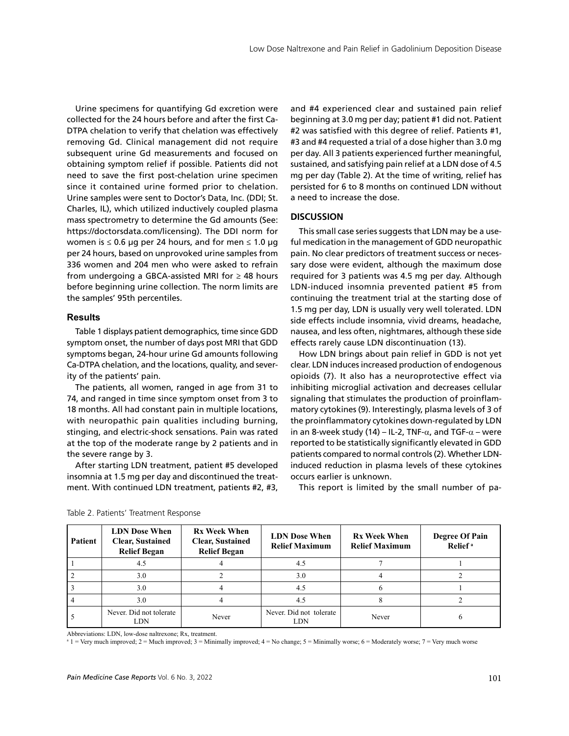Urine specimens for quantifying Gd excretion were collected for the 24 hours before and after the first Ca-DTPA chelation to verify that chelation was effectively removing Gd. Clinical management did not require subsequent urine Gd measurements and focused on obtaining symptom relief if possible. Patients did not need to save the first post-chelation urine specimen since it contained urine formed prior to chelation. Urine samples were sent to Doctor's Data, Inc. (DDI; St. Charles, IL), which utilized inductively coupled plasma mass spectrometry to determine the Gd amounts (See: https://doctorsdata.com/licensing). The DDI norm for women is ≤ 0.6 µg per 24 hours, and for men ≤ 1.0 µg per 24 hours, based on unprovoked urine samples from 336 women and 204 men who were asked to refrain from undergoing a GBCA-assisted MRI for ≥ 48 hours before beginning urine collection. The norm limits are the samples' 95th percentiles.

### Results

Table 1 displays patient demographics, time since GDD symptom onset, the number of days post MRI that GDD symptoms began, 24-hour urine Gd amounts following Ca-DTPA chelation, and the locations, quality, and severity of the patients' pain.

The patients, all women, ranged in age from 31 to 74, and ranged in time since symptom onset from 3 to 18 months. All had constant pain in multiple locations, with neuropathic pain qualities including burning, stinging, and electric-shock sensations. Pain was rated at the top of the moderate range by 2 patients and in the severe range by 3.

After starting LDN treatment, patient #5 developed insomnia at 1.5 mg per day and discontinued the treatment. With continued LDN treatment, patients #2, #3, and #4 experienced clear and sustained pain relief beginning at 3.0 mg per day; patient #1 did not. Patient #2 was satisfied with this degree of relief. Patients #1, #3 and #4 requested a trial of a dose higher than 3.0 mg per day. All 3 patients experienced further meaningful, sustained, and satisfying pain relief at a LDN dose of 4.5 mg per day (Table 2). At the time of writing, relief has persisted for 6 to 8 months on continued LDN without a need to increase the dose.

### DISCUSSION

This small case series suggests that LDN may be a useful medication in the management of GDD neuropathic pain. No clear predictors of treatment success or necessary dose were evident, although the maximum dose required for 3 patients was 4.5 mg per day. Although LDN-induced insomnia prevented patient #5 from continuing the treatment trial at the starting dose of 1.5 mg per day, LDN is usually very well tolerated. LDN side effects include insomnia, vivid dreams, headache, nausea, and less often, nightmares, although these side effects rarely cause LDN discontinuation (13).

How LDN brings about pain relief in GDD is not yet clear. LDN induces increased production of endogenous opioids (7). It also has a neuroprotective effect via inhibiting microglial activation and decreases cellular signaling that stimulates the production of proinflammatory cytokines (9). Interestingly, plasma levels of 3 of the proinflammatory cytokines down-regulated by LDN in an 8-week study (14) – IL-2, TNF-$\alpha$, and TGF-$\alpha$ – were reported to be statistically significantly elevated in GDD patients compared to normal controls (2). Whether LDN-induced reduction in plasma levels of these cytokines occurs earlier is unknown.

This report is limited by the small number of pa-

Table 2. Patients' Treatment Response

| Patient | LDN Dose When Clear, Sustained Relief Began | Rx Week When Clear, Sustained Relief Began | LDN Dose When Relief Maximum | Rx Week When Relief Maximum | Degree Of Pain Relief [a] |
|---|---|---|---|---|---|
| 1 | 4.5 | 4 | 4.5 | 7 | 1 |
| 2 | 3.0 | 2 | 3.0 | 4 | 2 |
| 3 | 3.0 | 4 | 4.5 | 6 | 1 |
| 4 | 3.0 | 4 | 4.5 | 8 | 2 |
| 5 | Never. Did not tolerate LDN | Never | Never. Did not tolerate LDN | Never | 6 |

Abbreviations: LDN, low-dose naltrexone; Rx, treatment.

[a] 1 = Very much improved; 2 = Much improved; 3 = Minimally improved; 4 = No change; 5 = Minimally worse; 6 = Moderately worse; 7 = Very much worse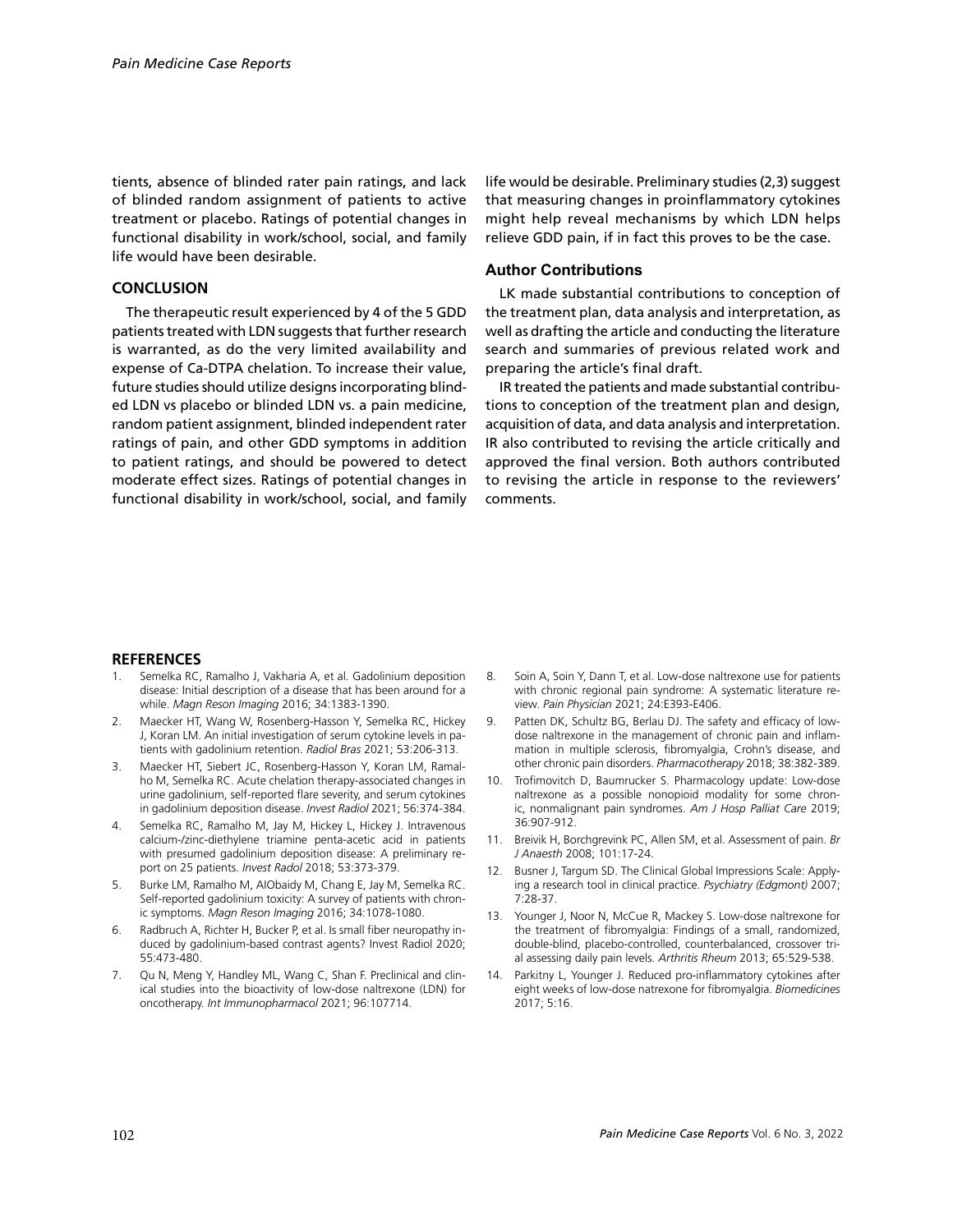tients, absence of blinded rater pain ratings, and lack of blinded random assignment of patients to active treatment or placebo. Ratings of potential changes in functional disability in work/school, social, and family life would have been desirable.

## CONCLUSION

The therapeutic result experienced by 4 of the 5 GDD patients treated with LDN suggests that further research is warranted, as do the very limited availability and expense of Ca-DTPA chelation. To increase their value, future studies should utilize designs incorporating blinded LDN vs placebo or blinded LDN vs. a pain medicine, random patient assignment, blinded independent rater ratings of pain, and other GDD symptoms in addition to patient ratings, and should be powered to detect moderate effect sizes. Ratings of potential changes in functional disability in work/school, social, and family life would be desirable. Preliminary studies (2,3) suggest that measuring changes in proinflammatory cytokines might help reveal mechanisms by which LDN helps relieve GDD pain, if in fact this proves to be the case.

## Author Contributions

LK made substantial contributions to conception of the treatment plan, data analysis and interpretation, as well as drafting the article and conducting the literature search and summaries of previous related work and preparing the article's final draft.

IR treated the patients and made substantial contributions to conception of the treatment plan and design, acquisition of data, and data analysis and interpretation. IR also contributed to revising the article critically and approved the final version. Both authors contributed to revising the article in response to the reviewers' comments.

## REFERENCES

1. Semelka RC, Ramalho J, Vakharia A, et al. Gadolinium deposition disease: Initial description of a disease that has been around for a while. *Magn Reson Imaging* 2016; 34:1383-1390.
2. Maecker HT, Wang W, Rosenberg-Hasson Y, Semelka RC, Hickey J, Koran LM. An initial investigation of serum cytokine levels in patients with gadolinium retention. *Radiol Bras* 2021; 53:206-313.
3. Maecker HT, Siebert JC, Rosenberg-Hasson Y, Koran LM, Ramalho M, Semelka RC. Acute chelation therapy-associated changes in urine gadolinium, self-reported flare severity, and serum cytokines in gadolinium deposition disease. *Invest Radiol* 2021; 56:374-384.
4. Semelka RC, Ramalho M, Jay M, Hickey L, Hickey J. Intravenous calcium-/zinc-diethylene triamine penta-acetic acid in patients with presumed gadolinium deposition disease: A preliminary report on 25 patients. *Invest Radiol* 2018; 53:373-379.
5. Burke LM, Ramalho M, AlObaidy M, Chang E, Jay M, Semelka RC. Self-reported gadolinium toxicity: A survey of patients with chronic symptoms. *Magn Reson Imaging* 2016; 34:1078-1080.
6. Radbruch A, Richter H, Bucker P, et al. Is small fiber neuropathy induced by gadolinium-based contrast agents? Invest Radiol 2020; 55:473-480.
7. Qu N, Meng Y, Handley ML, Wang C, Shan F. Preclinical and clinical studies into the bioactivity of low-dose naltrexone (LDN) for oncotherapy. *Int Immunopharmacol* 2021; 96:107714.
8. Soin A, Soin Y, Dann T, et al. Low-dose naltrexone use for patients with chronic regional pain syndrome: A systematic literature review. *Pain Physician* 2021; 24:E393-E406.
9. Patten DK, Schultz BG, Berlau DJ. The safety and efficacy of low-dose naltrexone in the management of chronic pain and inflammation in multiple sclerosis, fibromyalgia, Crohn's disease, and other chronic pain disorders. *Pharmacotherapy* 2018; 38:382-389.
10. Trofimovitch D, Baumrucker S. Pharmacology update: Low-dose naltrexone as a possible nonopioid modality for some chronic, nonmalignant pain syndromes. *Am J Hosp Palliat Care* 2019; 36:907-912.
11. Breivik H, Borchgrevink PC, Allen SM, et al. Assessment of pain. *Br J Anaesth* 2008; 101:17-24.
12. Busner J, Targum SD. The Clinical Global Impressions Scale: Applying a research tool in clinical practice. *Psychiatry (Edgmont)* 2007; 7:28-37.
13. Younger J, Noor N, McCue R, Mackey S. Low-dose naltrexone for the treatment of fibromyalgia: Findings of a small, randomized, double-blind, placebo-controlled, counterbalanced, crossover trial assessing daily pain levels. *Arthritis Rheum* 2013; 65:529-538.
14. Parkitny L, Younger J. Reduced pro-inflammatory cytokines after eight weeks of low-dose natrexone for fibromyalgia. *Biomedicines* 2017; 5:16.